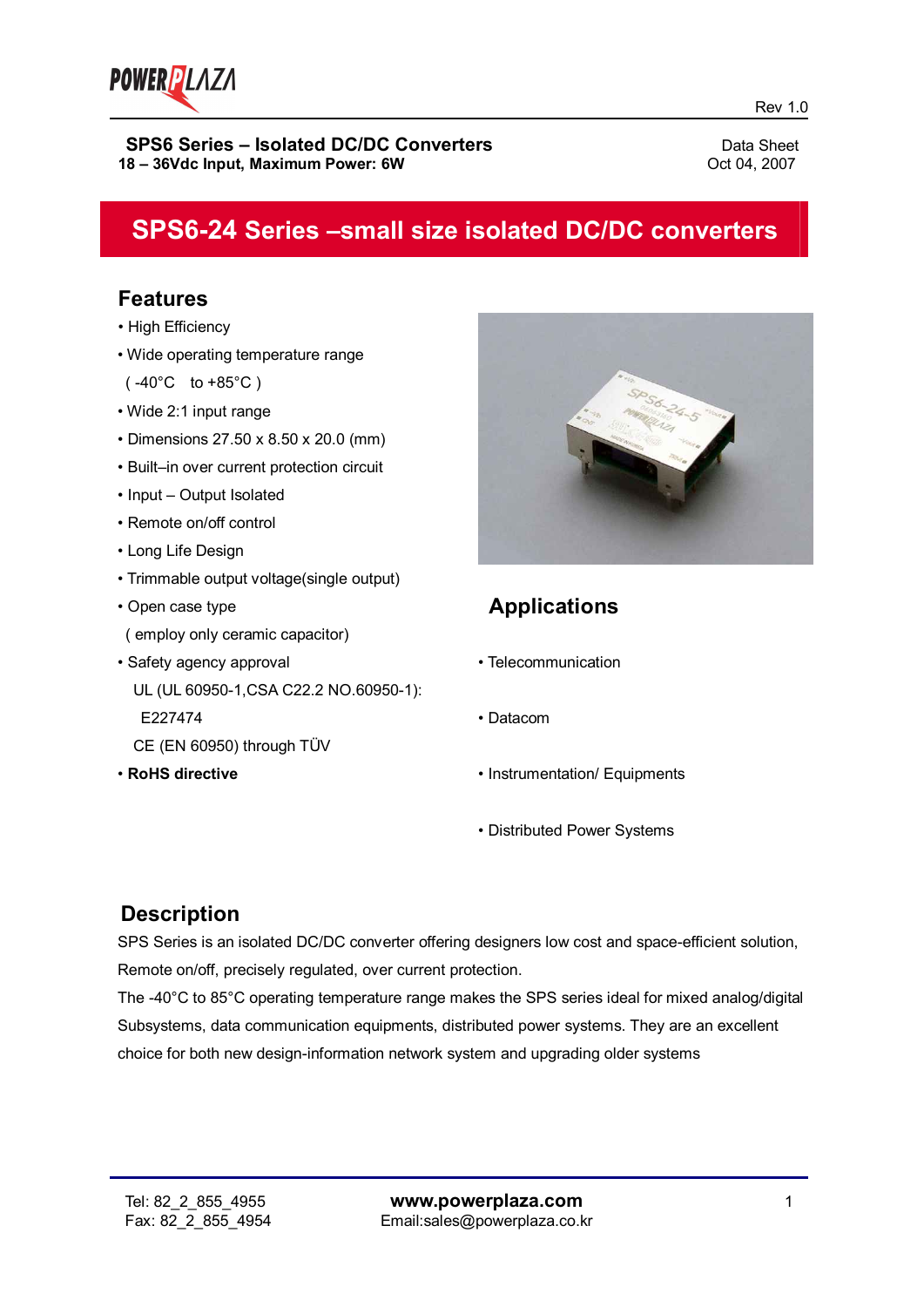Rev 1.0

**SPS6 Series – Isolated DC/DC Converters**
**18 – 36Vdc Input, Maximum Power: 6W**

Data Sheet
Oct 04, 2007

# SPS6-24 Series –small size isolated DC/DC converters

## Features

- High Efficiency
- Wide operating temperature range
  ( -40°C to +85°C )
- Wide 2:1 input range
- Dimensions 27.50 x 8.50 x 20.0 (mm)
- Built–in over current protection circuit
- Input – Output Isolated
- Remote on/off control
- Long Life Design
- Trimmable output voltage(single output)
- Open case type
  ( employ only ceramic capacitor)
- Safety agency approval
  UL (UL 60950-1,CSA C22.2 NO.60950-1):
  E227474
  CE (EN 60950) through TÜV
- **RoHS directive**

## Applications

- Telecommunication
- Datacom
- Instrumentation/ Equipments
- Distributed Power Systems

## Description

SPS Series is an isolated DC/DC converter offering designers low cost and space-efficient solution, Remote on/off, precisely regulated, over current protection.
The -40°C to 85°C operating temperature range makes the SPS series ideal for mixed analog/digital Subsystems, data communication equipments, distributed power systems. They are an excellent choice for both new design-information network system and upgrading older systems

Tel: 82_2_855_4955
Fax: 82_2_855_4954

**www.powerplaza.com**
Email:sales@powerplaza.co.kr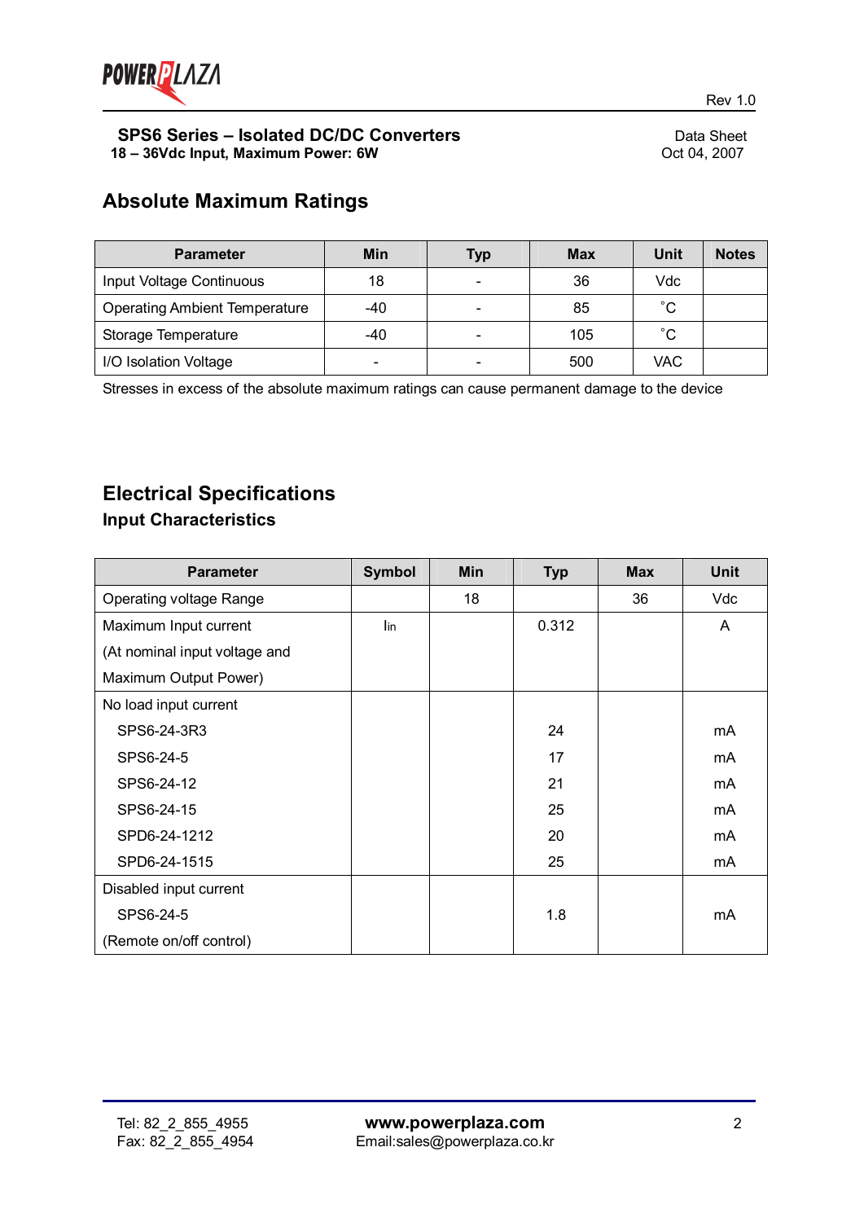## Absolute Maximum Ratings

| Parameter | Min | Typ | Max | Unit | Notes |
|---|---|---|---|---|---|
| Input Voltage Continuous | 18 | - | 36 | Vdc | |
| Operating Ambient Temperature | -40 | - | 85 | ˚C | |
| Storage Temperature | -40 | - | 105 | ˚C | |
| I/O Isolation Voltage | - | - | 500 | VAC | |

Stresses in excess of the absolute maximum ratings can cause permanent damage to the device

## Electrical Specifications

### Input Characteristics

| Parameter | Symbol | Min | Typ | Max | Unit |
|---|---|---|---|---|---|
| Operating voltage Range | | 18 | | 36 | Vdc |
| Maximum Input current (At nominal input voltage and Maximum Output Power) | $I_{in}$ | | 0.312 | | A |
| No load input current | | | | | |
| SPS6-24-3R3 | | | 24 | | mA |
| SPS6-24-5 | | | 17 | | mA |
| SPS6-24-12 | | | 21 | | mA |
| SPS6-24-15 | | | 25 | | mA |
| SPD6-24-1212 | | | 20 | | mA |
| SPD6-24-1515 | | | 25 | | mA |
| Disabled input current SPS6-24-5 (Remote on/off control) | | | 1.8 | | mA |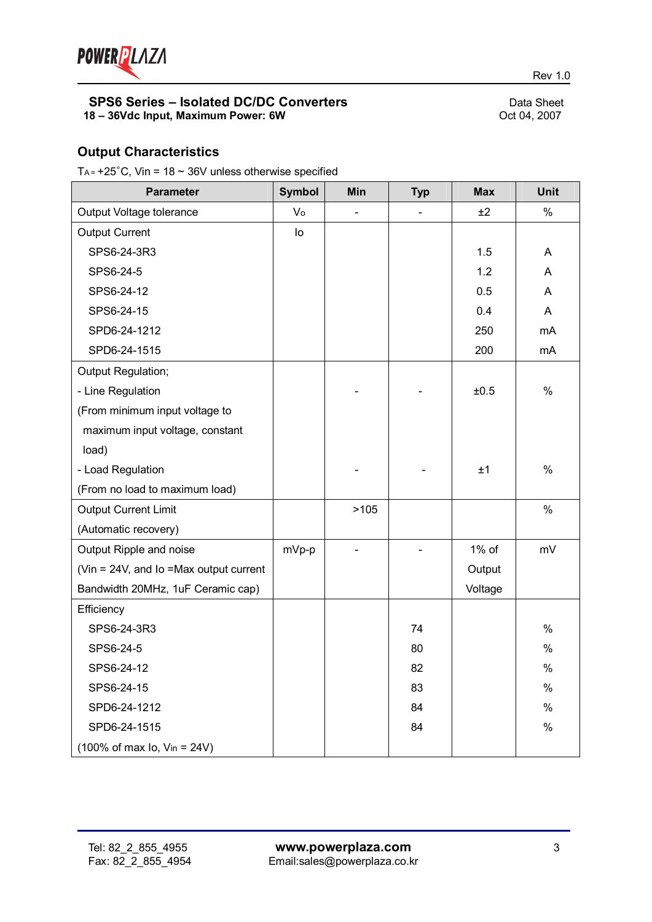## Output Characteristics

$T_A = +25^\circ C$, Vin = 18 ~ 36V unless otherwise specified

| Parameter | Symbol | Min | Typ | Max | Unit |
|---|---|---|---|---|---|
| Output Voltage tolerance | $V_o$ | - | - | ±2 | % |
| Output Current | Io | | | | |
| SPS6-24-3R3 | | | | 1.5 | A |
| SPS6-24-5 | | | | 1.2 | A |
| SPS6-24-12 | | | | 0.5 | A |
| SPS6-24-15 | | | | 0.4 | A |
| SPD6-24-1212 | | | | 250 | mA |
| SPD6-24-1515 | | | | 200 | mA |
| Output Regulation; | | | | | |
| - Line Regulation (From minimum input voltage to maximum input voltage, constant load) | | - | - | ±0.5 | % |
| - Load Regulation (From no load to maximum load) | | - | - | ±1 | % |
| Output Current Limit (Automatic recovery) | | >105 | | | % |
| Output Ripple and noise (Vin = 24V, and Io =Max output current Bandwidth 20MHz, 1uF Ceramic cap) | mVp-p | - | - | 1% of Output Voltage | mV |
| Efficiency | | | | | |
| SPS6-24-3R3 | | | 74 | | % |
| SPS6-24-5 | | | 80 | | % |
| SPS6-24-12 | | | 82 | | % |
| SPS6-24-15 | | | 83 | | % |
| SPD6-24-1212 | | | 84 | | % |
| SPD6-24-1515 | | | 84 | | % |
| (100% of max Io, $V_{in}$ = 24V) | | | | | |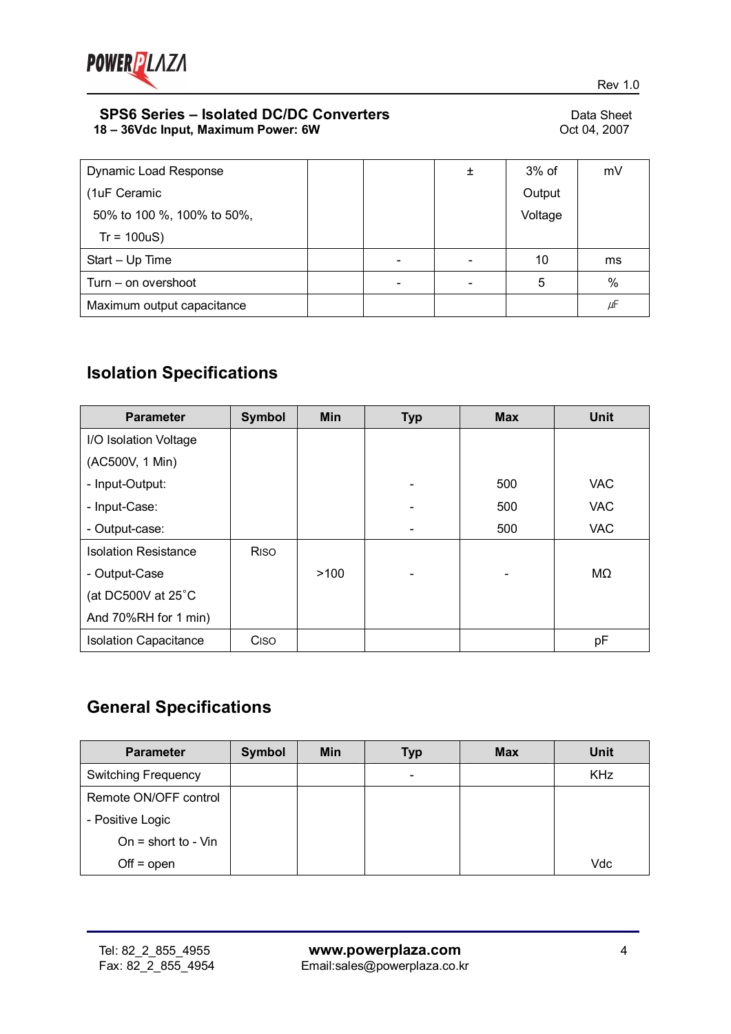| Dynamic Load Response (1uF Ceramic 50% to 100 %, 100% to 50%, Tr = 100uS) | | | ± | 3% of Output Voltage | mV |
|---|---|---|---|---|---|
| Start – Up Time | | - | - | 10 | ms |
| Turn – on overshoot | | - | - | 5 | % |
| Maximum output capacitance | | | | | ㎌ |

## Isolation Specifications

| Parameter | Symbol | Min | Typ | Max | Unit |
|---|---|---|---|---|---|
| I/O Isolation Voltage (AC500V, 1 Min)<br>- Input-Output:<br>- Input-Case:<br>- Output-case: | | | <br><br>-<br>-<br>- | <br><br>500<br>500<br>500 | <br><br>VAC<br>VAC<br>VAC |
| Isolation Resistance<br>- Output-Case<br>(at DC500V at 25˚C<br>And 70%RH for 1 min) | $R_{ISO}$ | >100 | - | - | MΩ |
| Isolation Capacitance | $C_{ISO}$ | | | | pF |

## General Specifications

| Parameter | Symbol | Min | Typ | Max | Unit |
|---|---|---|---|---|---|
| Switching Frequency | | | - | | KHz |
| Remote ON/OFF control<br>- Positive Logic<br>On = short to - Vin<br>Off = open | | | | | Vdc |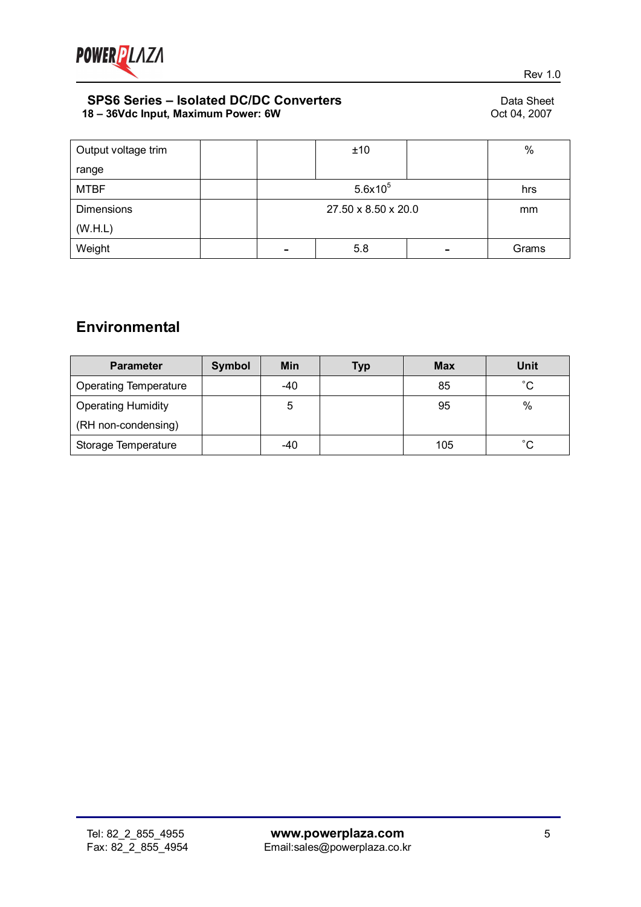| Output voltage trim range | | | ±10 | | % |
|---|---|---|---|---|---|
| MTBF | | | $5.6x10^5$ | | hrs |
| Dimensions (W.H.L) | | | 27.50 x 8.50 x 20.0 | | mm |
| Weight | | - | 5.8 | - | Grams |

## Environmental

| Parameter | Symbol | Min | Typ | Max | Unit |
|---|---|---|---|---|---|
| Operating Temperature | | -40 | | 85 | ˚C |
| Operating Humidity (RH non-condensing) | | 5 | | 95 | % |
| Storage Temperature | | -40 | | 105 | ˚C |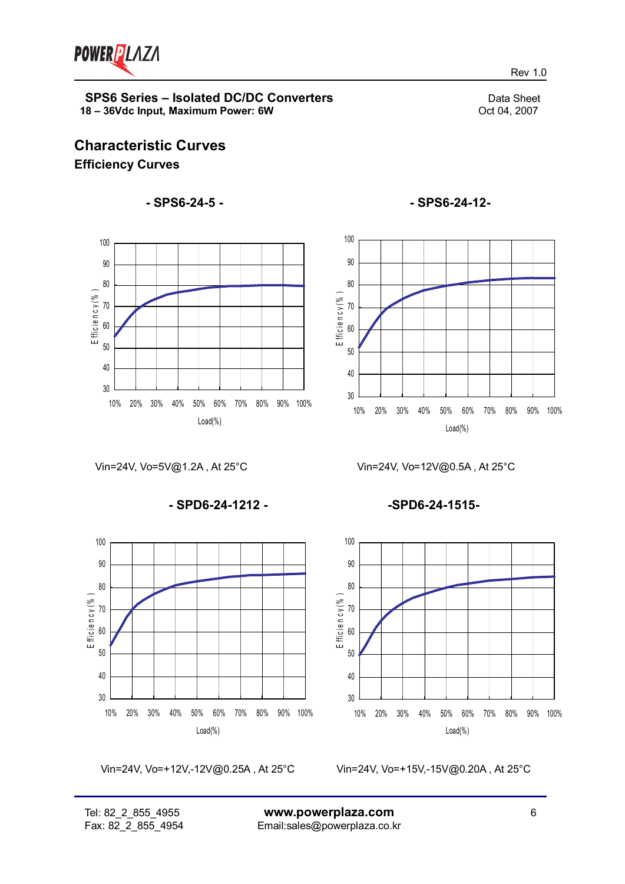## Characteristic Curves

### Efficiency Curves

**- SPS6-24-5 -**

Vin=24V, Vo=5V@1.2A , At 25°C

**- SPS6-24-12-**

Vin=24V, Vo=12V@0.5A , At 25°C

**- SPD6-24-1212 -**

Vin=24V, Vo=+12V,-12V@0.25A , At 25°C

**-SPD6-24-1515-**

Vin=24V, Vo=+15V,-15V@0.20A , At 25°C

Tel: 82_2_855_4955
Fax: 82_2_855_4954

**www.powerplaza.com**
Email:sales@powerplaza.co.kr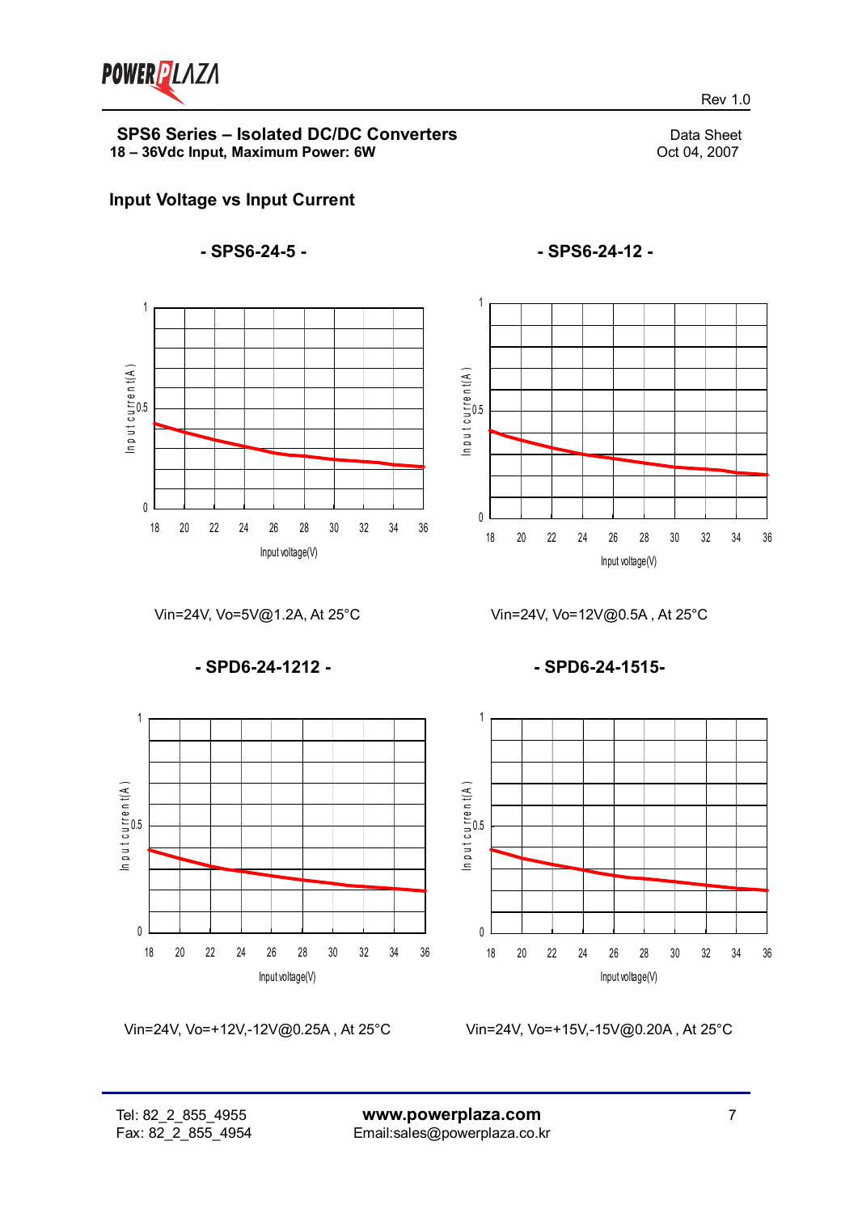# SPS6 Series – Isolated DC/DC Converters

**18 – 36Vdc Input, Maximum Power: 6W**

Data Sheet
Oct 04, 2007

## Input Voltage vs Input Current

### - SPS6-24-5 -

Vin=24V, Vo=5V@1.2A, At 25°C

### - SPS6-24-12 -

Vin=24V, Vo=12V@0.5A , At 25°C

### - SPD6-24-1212 -

Vin=24V, Vo=+12V,-12V@0.25A , At 25°C

### - SPD6-24-1515-

Vin=24V, Vo=+15V,-15V@0.20A , At 25°C

Tel: 82_2_855_4955
Fax: 82_2_855_4954

**www.powerplaza.com**
Email:sales@powerplaza.co.kr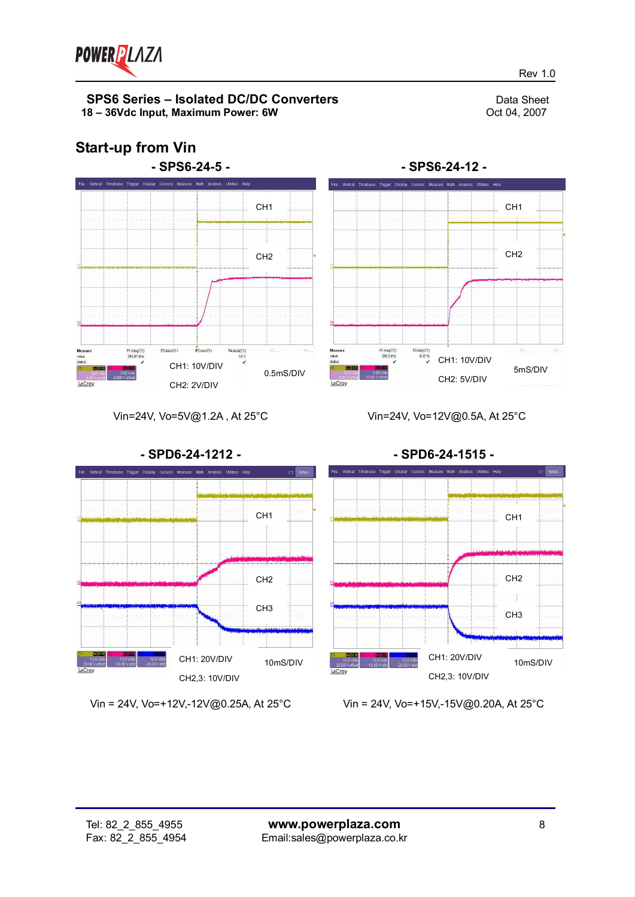## Start-up from Vin

### - SPS6-24-5 -

CH1: 10V/DIV
CH2: 2V/DIV
0.5mS/DIV

Vin=24V, Vo=5V@1.2A , At 25°C

### - SPS6-24-12 -

CH1: 10V/DIV
CH2: 5V/DIV
5mS/DIV

Vin=24V, Vo=12V@0.5A, At 25°C

### - SPD6-24-1212 -

CH1: 20V/DIV
CH2,3: 10V/DIV
10mS/DIV

Vin = 24V, Vo=+12V,-12V@0.25A, At 25°C

### - SPD6-24-1515 -

CH1: 20V/DIV
CH2,3: 10V/DIV
10mS/DIV

Vin = 24V, Vo=+15V,-15V@0.20A, At 25°C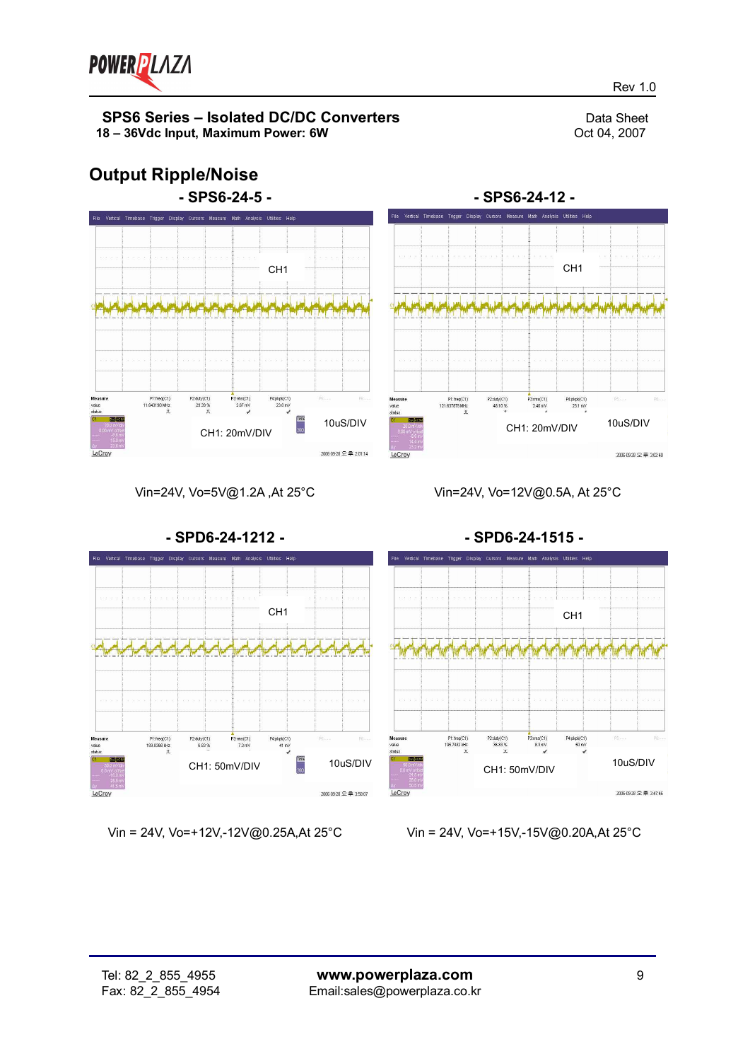## Output Ripple/Noise

### - SPS6-24-5 -

CH1

CH1: 20mV/DIV

10uS/DIV

Vin=24V, Vo=5V@1.2A ,At 25°C

### - SPS6-24-12 -

CH1

CH1: 20mV/DIV

10uS/DIV

Vin=24V, Vo=12V@0.5A, At 25°C

### - SPD6-24-1212 -

CH1

CH1: 50mV/DIV

10uS/DIV

Vin = 24V, Vo=+12V,-12V@0.25A,At 25°C

### - SPD6-24-1515 -

CH1

CH1: 50mV/DIV

10uS/DIV

Vin = 24V, Vo=+15V,-15V@0.20A,At 25°C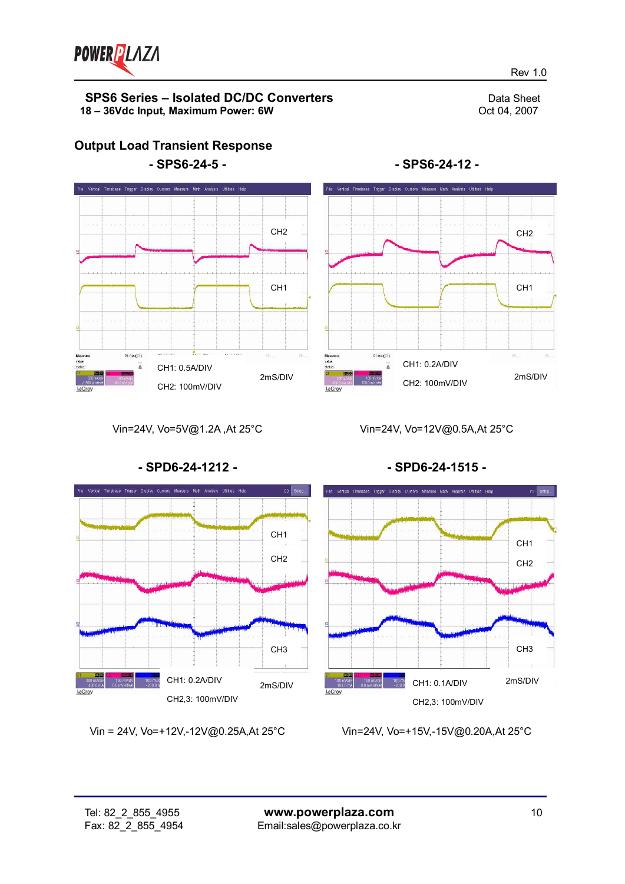## Output Load Transient Response

### - SPS6-24-5 -

CH2

CH1

CH1: 0.5A/DIV

2mS/DIV

CH2: 100mV/DIV

Vin=24V, Vo=5V@1.2A ,At 25°C

### - SPS6-24-12 -

CH2

CH1

CH1: 0.2A/DIV

2mS/DIV

CH2: 100mV/DIV

Vin=24V, Vo=12V@0.5A,At 25°C

### - SPD6-24-1212 -

CH1

CH2

CH3

CH1: 0.2A/DIV

2mS/DIV

CH2,3: 100mV/DIV

Vin = 24V, Vo=+12V,-12V@0.25A,At 25°C

### - SPD6-24-1515 -

CH1

CH2

CH3

CH1: 0.1A/DIV

2mS/DIV

CH2,3: 100mV/DIV

Vin=24V, Vo=+15V,-15V@0.20A,At 25°C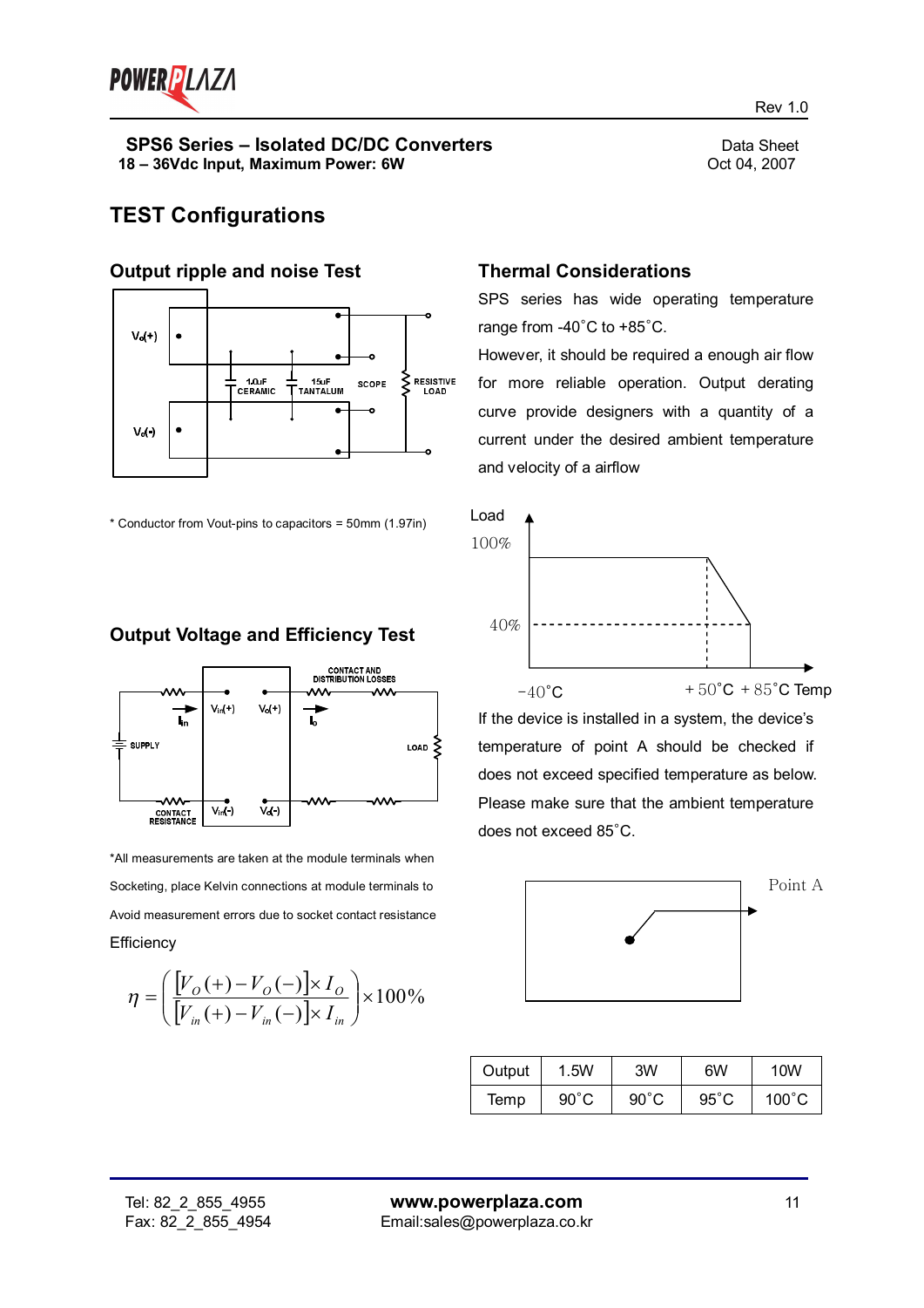SPS6 Series – Isolated DC/DC Converters
18 – 36Vdc Input, Maximum Power: 6W

Data Sheet
Oct 04, 2007

# TEST Configurations

## Output ripple and noise Test

* Conductor from Vout-pins to capacitors = 50mm (1.97in)

## Output Voltage and Efficiency Test

*All measurements are taken at the module terminals when Socketing, place Kelvin connections at module terminals to Avoid measurement errors due to socket contact resistance

Efficiency

$$\eta = \left( \frac{[V_O(+) - V_O(-)] \times I_O}{[V_{in}(+) - V_{in}(-)] \times I_{in}} \right) \times 100\%$$

## Thermal Considerations

SPS series has wide operating temperature range from -40˚C to +85˚C.

However, it should be required a enough air flow for more reliable operation. Output derating curve provide designers with a quantity of a current under the desired ambient temperature and velocity of a airflow

If the device is installed in a system, the device's temperature of point A should be checked if does not exceed specified temperature as below. Please make sure that the ambient temperature does not exceed 85˚C.

| Output | 1.5W | 3W | 6W | 10W |
|---|---|---|---|---|
| Temp | 90˚C | 90˚C | 95˚C | 100˚C |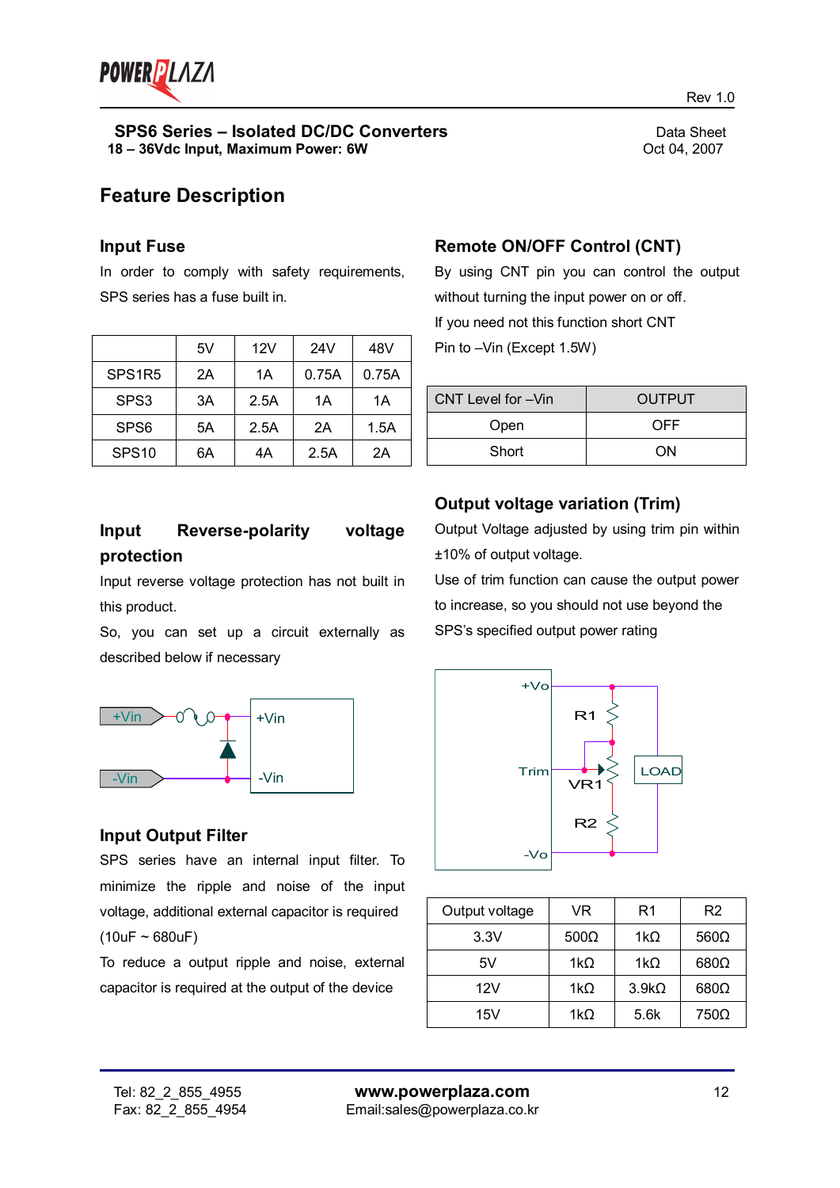## SPS6 Series – Isolated DC/DC Converters

**18 – 36Vdc Input, Maximum Power: 6W**

Data Sheet
Oct 04, 2007

# Feature Description

### Input Fuse

In order to comply with safety requirements, SPS series has a fuse built in.

| | 5V | 12V | 24V | 48V |
|---|---|---|---|---|
| SPS1R5 | 2A | 1A | 0.75A | 0.75A |
| SPS3 | 3A | 2.5A | 1A | 1A |
| SPS6 | 5A | 2.5A | 2A | 1.5A |
| SPS10 | 6A | 4A | 2.5A | 2A |

### Input Reverse-polarity voltage protection

Input reverse voltage protection has not built in this product.

So, you can set up a circuit externally as described below if necessary

### Input Output Filter

SPS series have an internal input filter. To minimize the ripple and noise of the input voltage, additional external capacitor is required (10uF ~ 680uF)

To reduce a output ripple and noise, external capacitor is required at the output of the device

### Remote ON/OFF Control (CNT)

By using CNT pin you can control the output without turning the input power on or off.

If you need not this function short CNT Pin to –Vin (Except 1.5W)

| CNT Level for –Vin | OUTPUT |
|---|---|
| Open | OFF |
| Short | ON |

### Output voltage variation (Trim)

Output Voltage adjusted by using trim pin within ±10% of output voltage.

Use of trim function can cause the output power to increase, so you should not use beyond the SPS's specified output power rating

| Output voltage | VR | R1 | R2 |
|---|---|---|---|
| 3.3V | 500Ω | 1kΩ | 560Ω |
| 5V | 1kΩ | 1kΩ | 680Ω |
| 12V | 1kΩ | 3.9kΩ | 680Ω |
| 15V | 1kΩ | 5.6k | 750Ω |

Tel: 82_2_855_4955
Fax: 82_2_855_4954

**www.powerplaza.com**
Email:sales@powerplaza.co.kr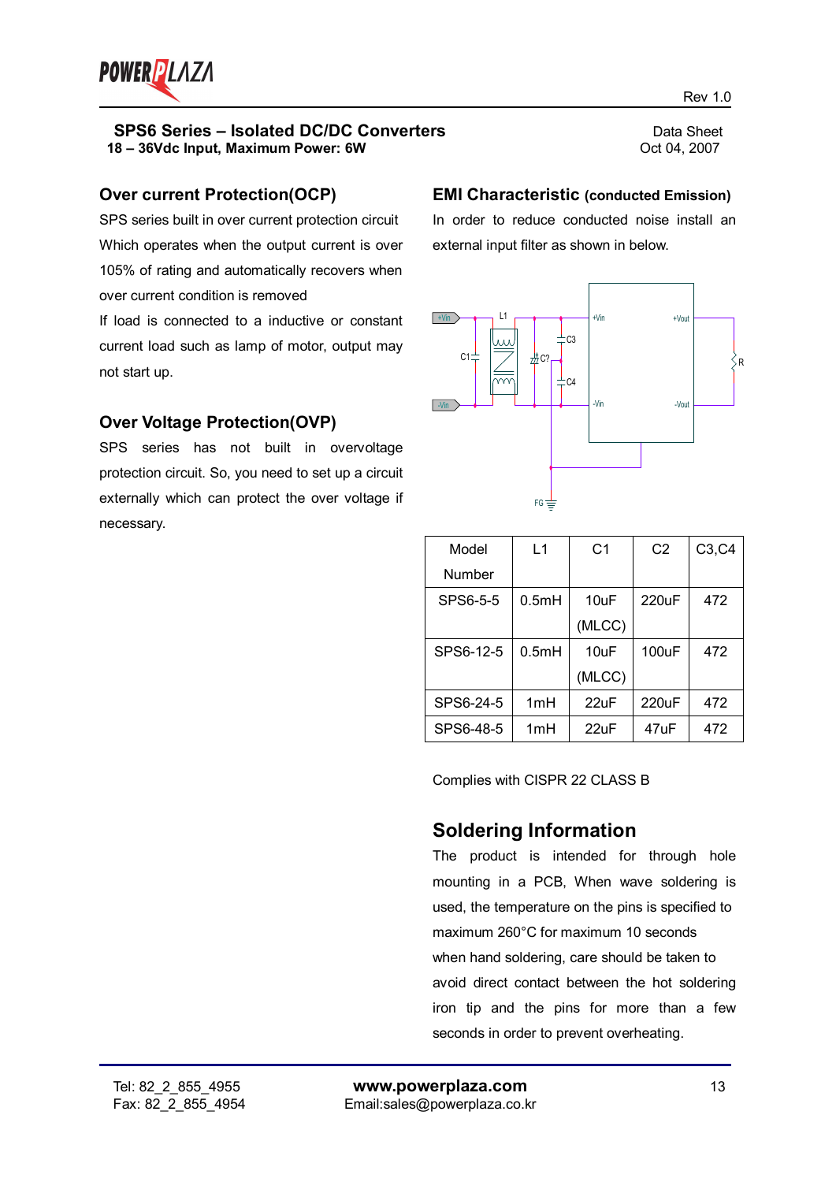## SPS6 Series – Isolated DC/DC Converters
**18 – 36Vdc Input, Maximum Power: 6W**

Data Sheet
Oct 04, 2007

## Over current Protection(OCP)

SPS series built in over current protection circuit Which operates when the output current is over 105% of rating and automatically recovers when over current condition is removed

If load is connected to a inductive or constant current load such as lamp of motor, output may not start up.

## Over Voltage Protection(OVP)

SPS series has not built in overvoltage protection circuit. So, you need to set up a circuit externally which can protect the over voltage if necessary.

## EMI Characteristic (conducted Emission)

In order to reduce conducted noise install an external input filter as shown in below.

| Model Number | L1 | C1 | C2 | C3,C4 |
|---|---|---|---|---|
| SPS6-5-5 | 0.5mH | 10uF (MLCC) | 220uF | 472 |
| SPS6-12-5 | 0.5mH | 10uF (MLCC) | 100uF | 472 |
| SPS6-24-5 | 1mH | 22uF | 220uF | 472 |
| SPS6-48-5 | 1mH | 22uF | 47uF | 472 |

Complies with CISPR 22 CLASS B

## Soldering Information

The product is intended for through hole mounting in a PCB, When wave soldering is used, the temperature on the pins is specified to maximum 260°C for maximum 10 seconds

when hand soldering, care should be taken to avoid direct contact between the hot soldering iron tip and the pins for more than a few seconds in order to prevent overheating.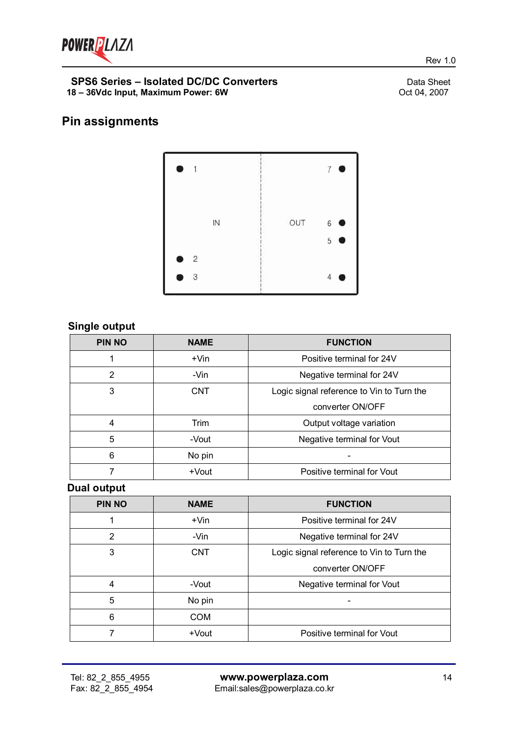**SPS6 Series – Isolated DC/DC Converters**
**18 – 36Vdc Input, Maximum Power: 6W**

Data Sheet
Oct 04, 2007

## Pin assignments

1 2 3 IN OUT 7 6 5 4

### Single output

| PIN NO | NAME | FUNCTION |
|---|---|---|
| 1 | +Vin | Positive terminal for 24V |
| 2 | -Vin | Negative terminal for 24V |
| 3 | CNT | Logic signal reference to Vin to Turn the converter ON/OFF |
| 4 | Trim | Output voltage variation |
| 5 | -Vout | Negative terminal for Vout |
| 6 | No pin | - |
| 7 | +Vout | Positive terminal for Vout |

### Dual output

| PIN NO | NAME | FUNCTION |
|---|---|---|
| 1 | +Vin | Positive terminal for 24V |
| 2 | -Vin | Negative terminal for 24V |
| 3 | CNT | Logic signal reference to Vin to Turn the converter ON/OFF |
| 4 | -Vout | Negative terminal for Vout |
| 5 | No pin | - |
| 6 | COM | |
| 7 | +Vout | Positive terminal for Vout |

Tel: 82_2_855_4955
Fax: 82_2_855_4954

**www.powerplaza.com**
Email:sales@powerplaza.co.kr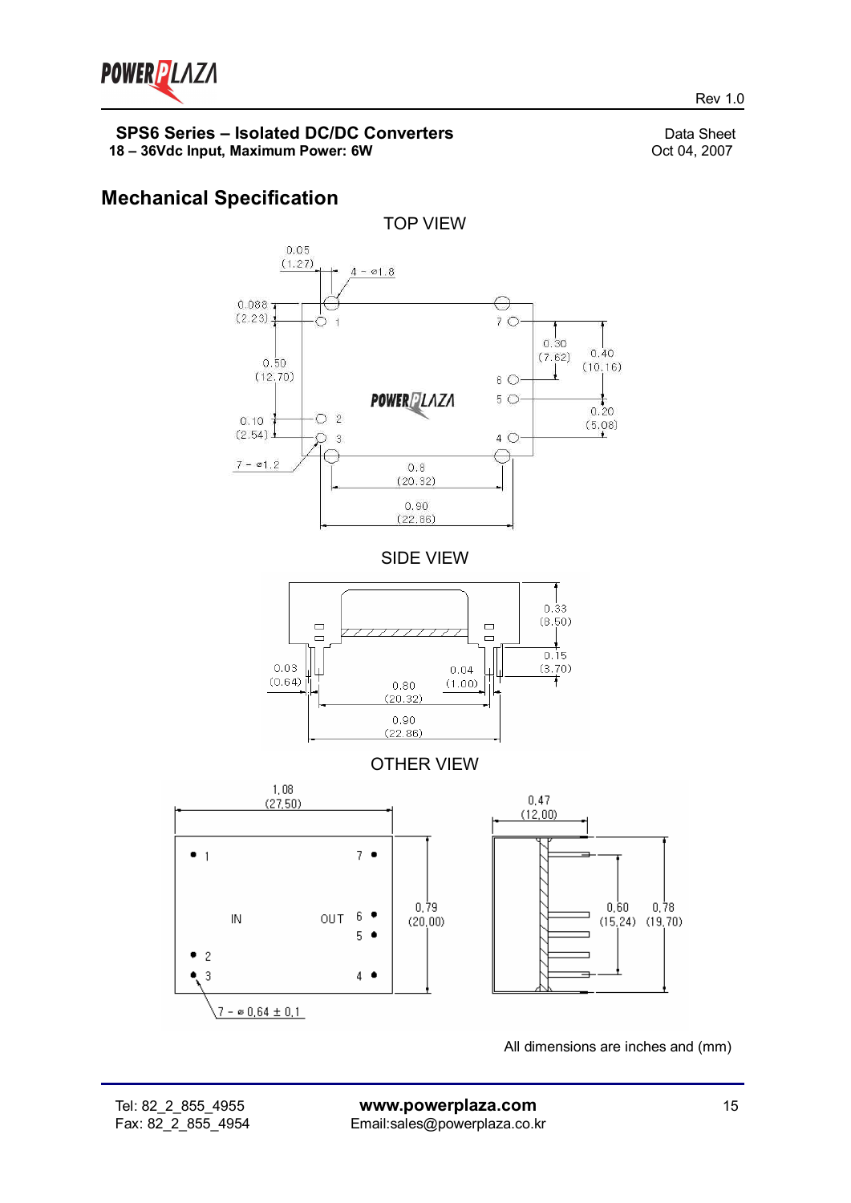# Mechanical Specification

TOP VIEW

SIDE VIEW

OTHER VIEW

All dimensions are inches and (mm)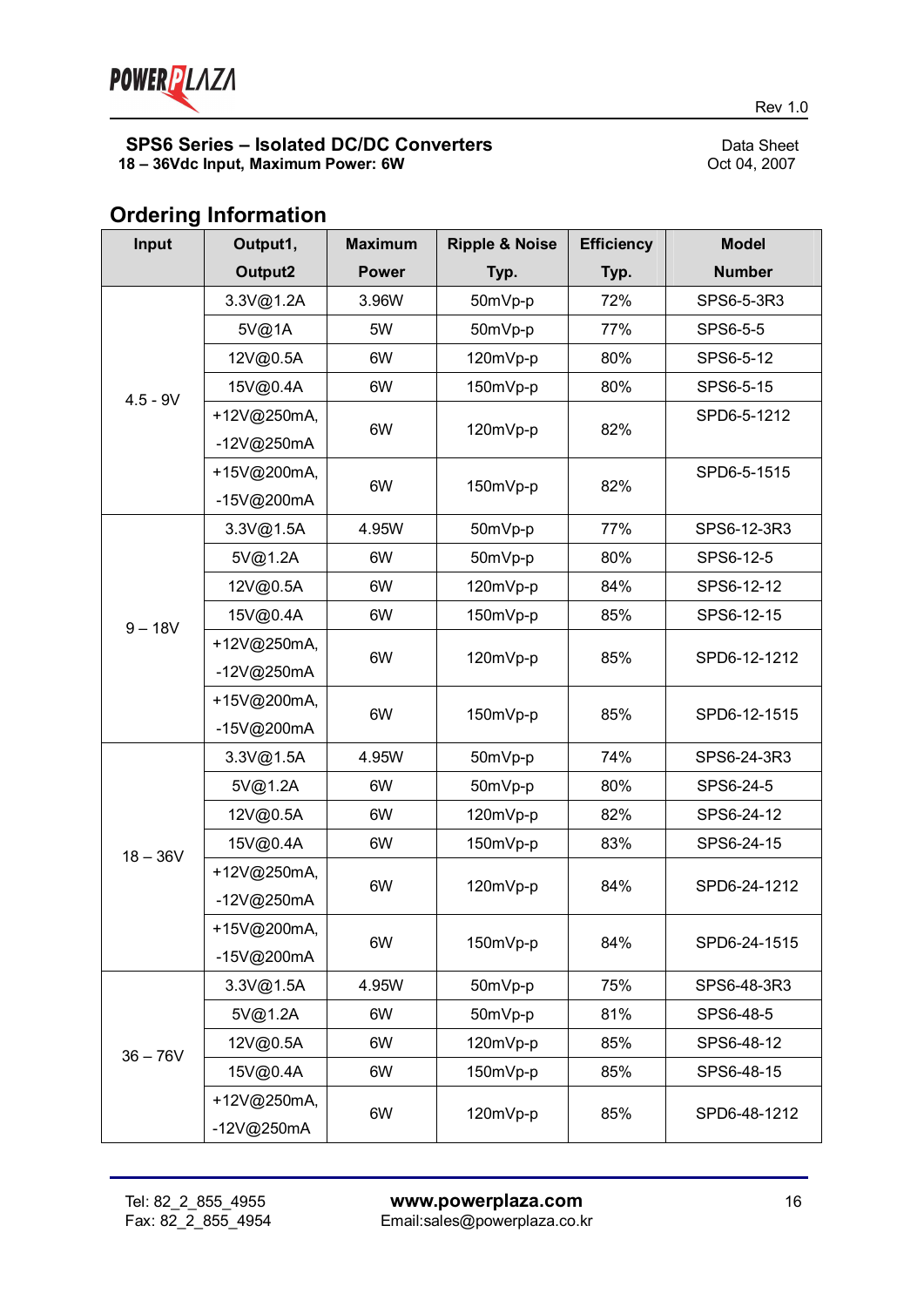## Ordering Information

| Input | Output1, Output2 | Maximum Power | Ripple & Noise Typ. | Efficiency Typ. | Model Number |
|---|---|---|---|---|---|
| 4.5 - 9V | 3.3V@1.2A | 3.96W | 50mVp-p | 72% | SPS6-5-3R3 |
| | 5V@1A | 5W | 50mVp-p | 77% | SPS6-5-5 |
| | 12V@0.5A | 6W | 120mVp-p | 80% | SPS6-5-12 |
| | 15V@0.4A | 6W | 150mVp-p | 80% | SPS6-5-15 |
| | +12V@250mA, -12V@250mA | 6W | 120mVp-p | 82% | SPD6-5-1212 |
| | +15V@200mA, -15V@200mA | 6W | 150mVp-p | 82% | SPD6-5-1515 |
| 9 – 18V | 3.3V@1.5A | 4.95W | 50mVp-p | 77% | SPS6-12-3R3 |
| | 5V@1.2A | 6W | 50mVp-p | 80% | SPS6-12-5 |
| | 12V@0.5A | 6W | 120mVp-p | 84% | SPS6-12-12 |
| | 15V@0.4A | 6W | 150mVp-p | 85% | SPS6-12-15 |
| | +12V@250mA, -12V@250mA | 6W | 120mVp-p | 85% | SPD6-12-1212 |
| | +15V@200mA, -15V@200mA | 6W | 150mVp-p | 85% | SPD6-12-1515 |
| 18 – 36V | 3.3V@1.5A | 4.95W | 50mVp-p | 74% | SPS6-24-3R3 |
| | 5V@1.2A | 6W | 50mVp-p | 80% | SPS6-24-5 |
| | 12V@0.5A | 6W | 120mVp-p | 82% | SPS6-24-12 |
| | 15V@0.4A | 6W | 150mVp-p | 83% | SPS6-24-15 |
| | +12V@250mA, -12V@250mA | 6W | 120mVp-p | 84% | SPD6-24-1212 |
| | +15V@200mA, -15V@200mA | 6W | 150mVp-p | 84% | SPD6-24-1515 |
| 36 – 76V | 3.3V@1.5A | 4.95W | 50mVp-p | 75% | SPS6-48-3R3 |
| | 5V@1.2A | 6W | 50mVp-p | 81% | SPS6-48-5 |
| | 12V@0.5A | 6W | 120mVp-p | 85% | SPS6-48-12 |
| | 15V@0.4A | 6W | 150mVp-p | 85% | SPS6-48-15 |
| | +12V@250mA, -12V@250mA | 6W | 120mVp-p | 85% | SPD6-48-1212 |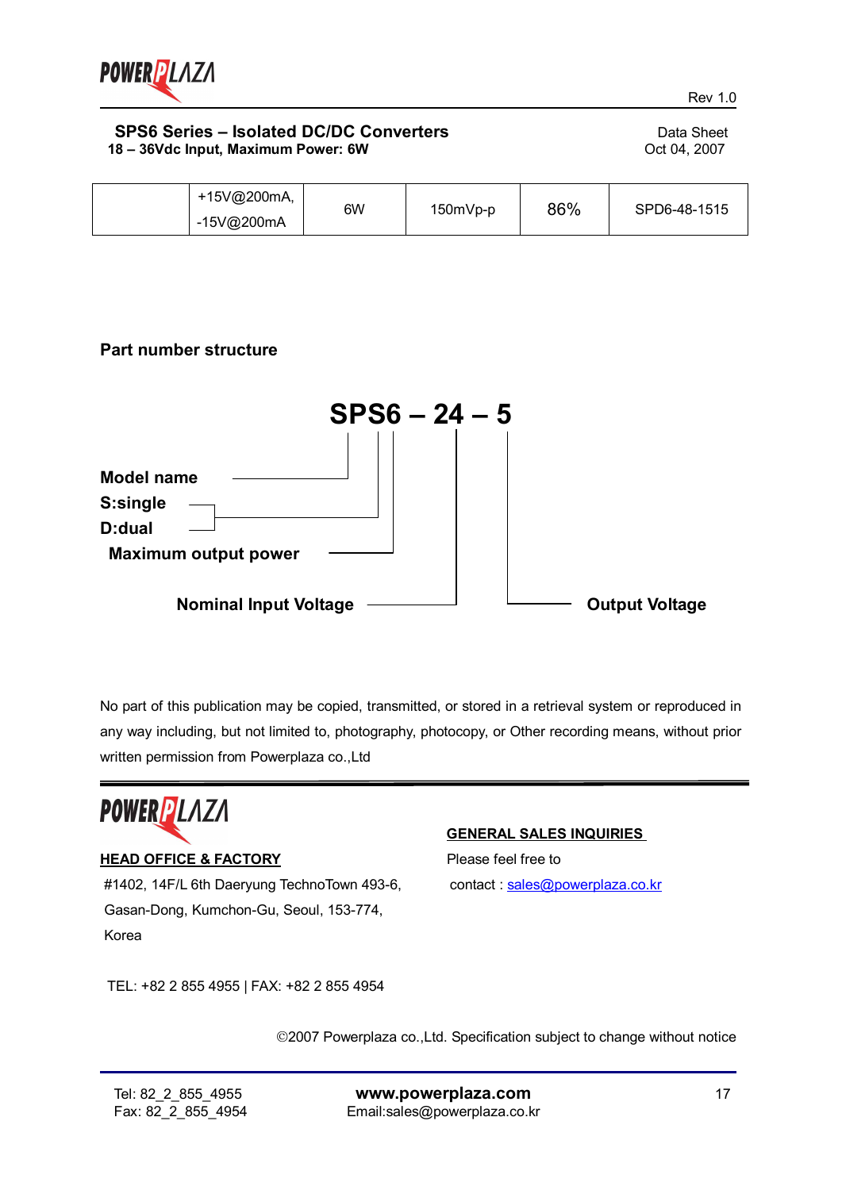| | | | | | |
|---|---|---|---|---|---|
| | +15V@200mA, -15V@200mA | 6W | 150mVp-p | 86% | SPD6-48-1515 |

## Part number structure

**SPS6 – 24 – 5**

**Model name**

**S:single**

**D:dual**

**Maximum output power**

**Nominal Input Voltage**

**Output Voltage**

No part of this publication may be copied, transmitted, or stored in a retrieval system or reproduced in any way including, but not limited to, photography, photocopy, or Other recording means, without prior written permission from Powerplaza co.,Ltd

POWERPLAZA

**HEAD OFFICE & FACTORY**

#1402, 14F/L 6th Daeryung TechnoTown 493-6, Gasan-Dong, Kumchon-Gu, Seoul, 153-774, Korea

TEL: +82 2 855 4955 | FAX: +82 2 855 4954

**GENERAL SALES INQUIRIES**

Please feel free to contact : sales@powerplaza.co.kr

©2007 Powerplaza co.,Ltd. Specification subject to change without notice